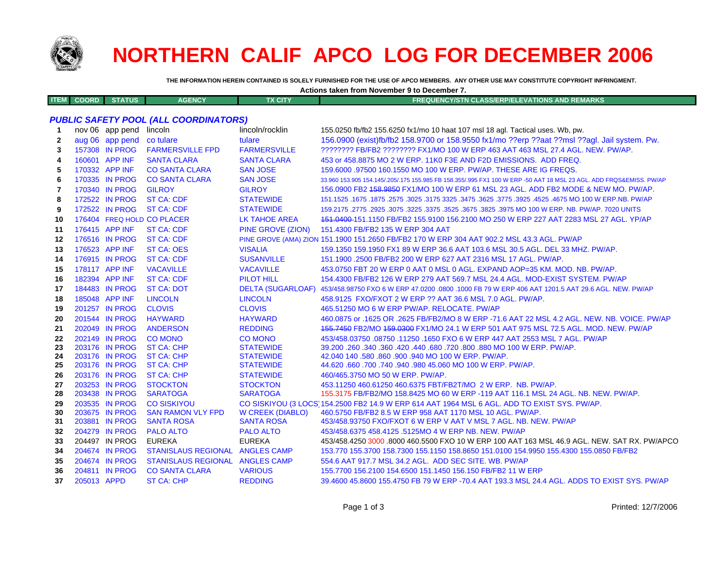# NORTHERN CALIF APCO LOG FOR DECEMBER 2006

**THE INFORMATION HEREIN CONTAINED IS SOLELY FURNISHED FOR THE USE OF APCO MEMBERS. ANY OTHER USE MAY CONSTITUTE COPYRIGHT INFRINGMENT.**

**Actions taken from November 9 to December 7.**

### *PUBLIC SAFETY POOL (ALL COORDINATORS)*

| ITEM | COORD | STATUS | AGENCY | TX CITY | FREQUENCY/STN CLASS/ERP/ELEVATIONS AND REMARKS |
|---|---|---|---|---|---|
| 1 | nov 06 | app pend | lincoln | lincoln/rocklin | 155.0250 fb/fb2 155.6250 fx1/mo 10 haat 107 msl 18 agl. Tactical uses. Wb, pw. |
| 2 | aug 06 | app pend | co tulare | tulare | 156.0900 (exist)fb/fb2 158.9700 or 158.9550 fx1/mo ??erp ??aat ??msl ??agl. Jail system. Pw. |
| 3 | 157308 | IN PROG | FARMERSVILLE FPD | FARMERSVILLE | ???????? FB/FB2 ???????? FX1/MO 100 W ERP 463 AAT 463 MSL 27.4 AGL. NEW. PW/AP. |
| 4 | 160601 | APP INF | SANTA CLARA | SANTA CLARA | 453 or 458.8875 MO 2 W ERP. 11K0 F3E AND F2D EMISSIONS. ADD FREQ. |
| 5 | 170332 | APP INF | CO SANTA CLARA | SAN JOSE | 159.6000 .97500 160.1550 MO 100 W ERP. PW/AP. THESE ARE IG FREQS. |
| 6 | 170335 | IN PROG | CO SANTA CLARA | SAN JOSE | 33.960 153.905 154.145/.205/.175 155.985 FB 158.355/.995 FX1 100 W ERP -50 AAT 18 MSL 23 AGL. ADD FRQS&EMISS. PW/AP |
| 7 | 170340 | IN PROG | GILROY | GILROY | 156.0900 FB2 ~~158.9850~~ FX1/MO 100 W ERP 61 MSL 23 AGL. ADD FB2 MODE & NEW MO. PW/AP. |
| 8 | 172522 | IN PROG | ST CA: CDF | STATEWIDE | 151.1525 .1675 .1875 .2575 .3025 .3175 3325 .3475 .3625 .3775 .3925 .4525 .4675 MO 100 W ERP.NB. PW/AP |
| 9 | 172522 | IN PROG | ST CA: CDF | STATEWIDE | 159.2175 .2775 .2925 .3075 .3225 .3375 .3525 .3675 .3825 .3975 MO 100 W ERP. NB. PW/AP. 7020 UNITS |
| 10 | 176404 | FREQ HOLD | CO PLACER | LK TAHOE AREA | ~~151.0400~~ 151.1150 FB/FB2 155.9100 156.2100 MO 250 W ERP 227 AAT 2283 MSL 27 AGL. YP/AP |
| 11 | 176415 | APP INF | ST CA: CDF | PINE GROVE (ZION) | 151.4300 FB/FB2 135 W ERP 304 AAT |
| 12 | 176516 | IN PROG | ST CA: CDF | PINE GROVE (AMA) ZION | 151.1900 151.2650 FB/FB2 170 W ERP 304 AAT 902.2 MSL 43.3 AGL. PW/AP |
| 13 | 176523 | APP INF | ST CA: OES | VISALIA | 159.1350 159.1950 FX1 89 W ERP 36.6 AAT 103.6 MSL 30.5 AGL. DEL 33 MHZ. PW/AP. |
| 14 | 176915 | IN PROG | ST CA: CDF | SUSANVILLE | 151.1900 .2500 FB/FB2 200 W ERP 627 AAT 2316 MSL 17 AGL. PW/AP. |
| 15 | 178117 | APP INF | VACAVILLE | VACAVILLE | 453.0750 FBT 20 W ERP 0 AAT 0 MSL 0 AGL. EXPAND AOP=35 KM. MOD. NB. PW/AP. |
| 16 | 182394 | APP INF | ST CA: CDF | PILOT HILL | 154.4300 FB/FB2 126 W ERP 279 AAT 569.7 MSL 24.4 AGL. MOD-EXIST SYSTEM. PW/AP |
| 17 | 184483 | IN PROG | ST CA: DOT | DELTA (SUGARLOAF) | 453/458.98750 FXO 6 W ERP 47.0200 .0800 .1000 FB 79 W ERP 406 AAT 1201.5 AAT 29.6 AGL. NEW. PW/AP |
| 18 | 185048 | APP INF | LINCOLN | LINCOLN | 458.9125 FXO/FXOT 2 W ERP ?? AAT 36.6 MSL 7.0 AGL. PW/AP. |
| 19 | 201257 | IN PROG | CLOVIS | CLOVIS | 465.51250 MO 6 W ERP PW/AP. RELOCATE. PW/AP |
| 20 | 201544 | IN PROG | HAYWARD | HAYWARD | 460.0875 or .1625 OR .2625 FB/FB2/MO 8 W ERP -71.6 AAT 22 MSL 4.2 AGL. NEW. NB. VOICE. PW/AP |
| 21 | 202049 | IN PROG | ANDERSON | REDDING | ~~155.7450~~ FB2/MO ~~159.0300~~ FX1/MO 24.1 W ERP 501 AAT 975 MSL 72.5 AGL. MOD. NEW. PW/AP |
| 22 | 202149 | IN PROG | CO MONO | CO MONO | 453/458.03750 .08750 .11250 .1650 FXO 6 W ERP 447 AAT 2553 MSL 7 AGL. PW/AP |
| 23 | 203176 | IN PROG | ST CA: CHP | STATEWIDE | 39.200 .260 .340 .360 .420 .440 .680 .720 .800 .880 MO 100 W ERP. PW/AP. |
| 24 | 203176 | IN PROG | ST CA: CHP | STATEWIDE | 42.040 140 .580 .860 .900 .940 MO 100 W ERP. PW/AP. |
| 25 | 203176 | IN PROG | ST CA: CHP | STATEWIDE | 44.620 .660 .700 .740 .940 .980 45.060 MO 100 W ERP. PW/AP. |
| 26 | 203176 | IN PROG | ST CA: CHP | STATEWIDE | 460/465.3750 MO 50 W ERP. PW/AP. |
| 27 | 203253 | IN PROG | STOCKTON | STOCKTON | 453.11250 460.61250 460.6375 FBT/FB2T/MO 2 W ERP. NB. PW/AP. |
| 28 | 203438 | IN PROG | SARATOGA | SARATOGA | 155.3175 FB/FB2/MO 158.8425 MO 60 W ERP -119 AAT 116.1 MSL 24 AGL. NB. NEW. PW/AP. |
| 29 | 203535 | IN PROG | CO SISKIYOU | CO SISKIYOU (3 LOCS) | 154.2500 FB2 14.9 W ERP 614 AAT 1964 MSL 6 AGL. ADD TO EXIST SYS. PW/AP. |
| 30 | 203675 | IN PROG | SAN RAMON VLY FPD | W CREEK (DIABLO) | 460.5750 FB/FB2 8.5 W ERP 958 AAT 1170 MSL 10 AGL. PW/AP. |
| 31 | 203881 | IN PROG | SANTA ROSA | SANTA ROSA | 453/458.93750 FXO/FXOT 6 W ERP V AAT V MSL 7 AGL. NB. NEW. PW/AP |
| 32 | 204279 | IN PROG | PALO ALTO | PALO ALTO | 453/458.6375 458.4125 .5125MO 4 W ERP NB. NEW. PW/AP |
| 33 | 204497 | IN PROG | EUREKA | EUREKA | 453/458.4250 3000 .8000 460.5500 FXO 10 W ERP 100 AAT 163 MSL 46.9 AGL. NEW. SAT RX. PW/APCO |
| 34 | 204674 | IN PROG | STANISLAUS REGIONAL | ANGLES CAMP | 153.770 155.3700 158.7300 155.1150 158.8650 151.0100 154.9950 155.4300 155.0850 FB/FB2 |
| 35 | 204674 | IN PROG | STANISLAUS REGIONAL | ANGLES CAMP | 554.6 AAT 917.7 MSL 34.2 AGL. ADD SEC SITE. WB. PW/AP |
| 36 | 204811 | IN PROG | CO SANTA CLARA | VARIOUS | 155.7700 156.2100 154.6500 151.1450 156.150 FB/FB2 11 W ERP |
| 37 | 205013 | APPD | ST CA: CHP | REDDING | 39.4600 45.8600 155.4750 FB 79 W ERP -70.4 AAT 193.3 MSL 24.4 AGL. ADDS TO EXIST SYS. PW/AP |

Printed: 12/7/2006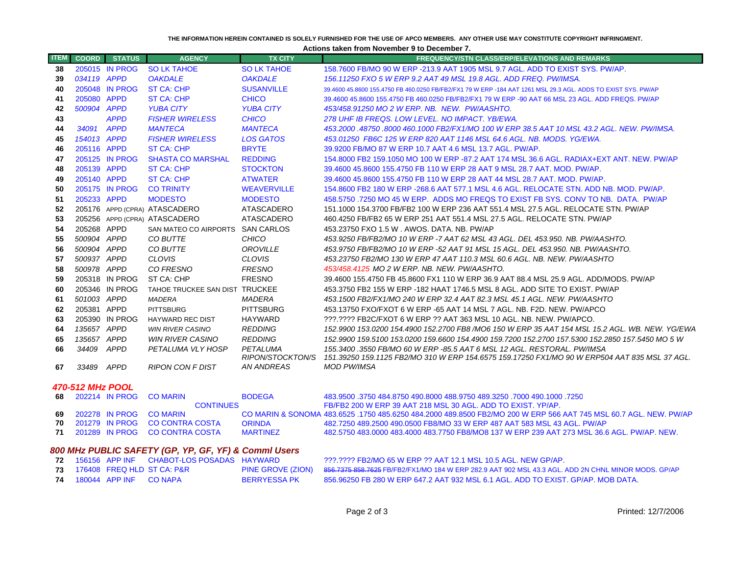THE INFORMATION HEREIN CONTAINED IS SOLELY FURNISHED FOR THE USE OF APCO MEMBERS. ANY OTHER USE MAY CONSTITUTE COPYRIGHT INFRINGMENT.

**Actions taken from November 9 to December 7.**

| ITEM | COORD | STATUS | AGENCY | TX CITY | FREQUENCY/STN CLASS/ERP/ELEVATIONS AND REMARKS |
|---|---|---|---|---|---|
| 38 | 205015 | IN PROG | SO LK TAHOE | SO LK TAHOE | 158.7600 FB/MO 90 W ERP -213.9 AAT 1905 MSL 9.7 AGL. ADD TO EXIST SYS. PW/AP. |
| 39 | 034119 | APPD | OAKDALE | OAKDALE | 156.11250 FXO 5 W ERP 9.2 AAT 49 MSL 19.8 AGL. ADD FREQ. PW/IMSA. |
| 40 | 205048 | IN PROG | ST CA: CHP | SUSANVILLE | 39.4600 45.8600 155.4750 FB 460.0250 FB/FB2/FX1 79 W ERP -184 AAT 1261 MSL 29.3 AGL. ADDS TO EXIST SYS. PW/AP |
| 41 | 205080 | APPD | ST CA: CHP | CHICO | 39.4600 45.8600 155.4750 FB 460.0250 FB/FB2/FX1 79 W ERP -90 AAT 66 MSL 23 AGL. ADD FREQS. PW/AP |
| 42 | 500904 | APPD | YUBA CITY | YUBA CITY | 453/458.91250 MO 2 W ERP. NB. NEW. PW/AASHTO. |
| 43 | | APPD | FISHER WIRELESS | CHICO | 278 UHF IB FREQS. LOW LEVEL. NO IMPACT. YB/EWA. |
| 44 | 34091 | APPD | MANTECA | MANTECA | 453.2000 .48750 .8000 460.1000 FB2/FX1/MO 100 W ERP 38.5 AAT 10 MSL 43.2 AGL. NEW. PW/IMSA. |
| 45 | 154013 | APPD | FISHER WIRELESS | LOS GATOS | 453.01250 FB6C 125 W ERP 820 AAT 1146 MSL 64.6 AGL. NB. MODS. YG/EWA. |
| 46 | 205116 | APPD | ST CA: CHP | BRYTE | 39.9200 FB/MO 87 W ERP 10.7 AAT 4.6 MSL 13.7 AGL. PW/AP. |
| 47 | 205125 | IN PROG | SHASTA CO MARSHAL | REDDING | 154.8000 FB2 159.1050 MO 100 W ERP -87.2 AAT 174 MSL 36.6 AGL. RADIAX+EXT ANT. NEW. PW/AP |
| 48 | 205139 | APPD | ST CA: CHP | STOCKTON | 39.4600 45.8600 155.4750 FB 110 W ERP 28 AAT 9 MSL 28.7 AAT. MOD. PW/AP. |
| 49 | 205140 | APPD | ST CA: CHP | ATWATER | 39.4600 45.8600 155.4750 FB 110 W ERP 28 AAT 44 MSL 28.7 AAT. MOD. PW/AP. |
| 50 | 205175 | IN PROG | CO TRINITY | WEAVERVILLE | 154.8600 FB2 180 W ERP -268.6 AAT 577.1 MSL 4.6 AGL. RELOCATE STN. ADD NB. MOD. PW/AP. |
| 51 | 205233 | APPD | MODESTO | MODESTO | 458.5750 .7250 MO 45 W ERP. ADDS MO FREQS TO EXIST FB SYS. CONV TO NB. DATA. PW/AP |
| 52 | 205176 | APPD (CPRA) | ATASCADERO | ATASCADERO | 151.1000 154.3700 FB/FB2 100 W ERP 236 AAT 551.4 MSL 27.5 AGL. RELOCATE STN. PW/AP |
| 53 | 205256 | APPD (CPRA) | ATASCADERO | ATASCADERO | 460.4250 FB/FB2 65 W ERP 251 AAT 551.4 MSL 27.5 AGL. RELOCATE STN. PW/AP |
| 54 | 205268 | APPD | SAN MATEO CO AIRPORTS | SAN CARLOS | 453.23750 FXO 1.5 W . AWOS. DATA. NB. PW/AP |
| 55 | 500904 | APPD | CO BUTTE | CHICO | 453.9250 FB/FB2/MO 10 W ERP -7 AAT 62 MSL 43 AGL. DEL 453.950. NB. PW/AASHTO. |
| 56 | 500904 | APPD | CO BUTTE | OROVILLE | 453.9750 FB/FB2/MO 10 W ERP -52 AAT 91 MSL 15 AGL. DEL 453.950. NB. PW/AASHTO. |
| 57 | 500937 | APPD | CLOVIS | CLOVIS | 453.23750 FB2/MO 130 W ERP 47 AAT 110.3 MSL 60.6 AGL. NB. NEW. PW/AASHTO |
| 58 | 500978 | APPD | CO FRESNO | FRESNO | 453/458.4125 MO 2 W ERP. NB. NEW. PW/AASHTO. |
| 59 | 205318 | IN PROG | ST CA: CHP | FRESNO | 39.4600 155.4750 FB 45.8600 FX1 110 W ERP 36.9 AAT 88.4 MSL 25.9 AGL. ADD/MODS. PW/AP |
| 60 | 205346 | IN PROG | TAHOE TRUCKEE SAN DIST | TRUCKEE | 453.3750 FB2 155 W ERP -182 HAAT 1746.5 MSL 8 AGL. ADD SITE TO EXIST. PW/AP |
| 61 | 501003 | APPD | MADERA | MADERA | 453.1500 FB2/FX1/MO 240 W ERP 32.4 AAT 82.3 MSL 45.1 AGL. NEW. PW/AASHTO |
| 62 | 205381 | APPD | PITTSBURG | PITTSBURG | 453.13750 FXO/FXOT 6 W ERP -65 AAT 14 MSL 7 AGL. NB. F2D. NEW. PW/APCO |
| 63 | 205390 | IN PROG | HAYWARD REC DIST | HAYWARD | ???.???? FB2C/FXOT 6 W ERP ?? AAT 363 MSL 10 AGL. NB. NEW. PW/APCO. |
| 64 | 135657 | APPD | WIN RIVER CASINO | REDDING | 152.9900 153.0200 154.4900 152.2700 FB8 /MO6 150 W ERP 35 AAT 154 MSL 15.2 AGL. WB. NEW. YG/EWA |
| 65 | 135657 | APPD | WIN RIVER CASINO | REDDING | 152.9900 159.5100 153.0200 159.6600 154.4900 159.7200 152.2700 157.5300 152.2850 157.5450 MO 5 W |
| 66 | 34409 | APPD | PETALUMA VLY HOSP | PETALUMA | 155.3400 .3550 FB/MO 60 W ERP -85.5 AAT 6 MSL 12 AGL. RESTORAL. PW/IMSA |
| 67 | 33489 | APPD | RIPON CON F DIST | RIPON/STOCKTON/SAN ANDREAS | 151.39250 159.1125 FB2/MO 310 W ERP 154.6575 159.17250 FX1/MO 90 W ERP504 AAT 835 MSL 37 AGL. MOD PW/IMSA |

### *470-512 MHz POOL*

| ITEM | COORD | STATUS | AGENCY | TX CITY | FREQUENCY/STN CLASS/ERP/ELEVATIONS AND REMARKS |
|---|---|---|---|---|---|
| 68 | 202214 | IN PROG | CO MARIN | BODEGA | 483.9500 .3750 484.8750 490.8000 488.9750 489.3250 .7000 490.1000 .7250 |
| | | | CONTINUES | | FB/FB2 200 W ERP 39 AAT 218 MSL 30 AGL. ADD TO EXIST. YP/AP. |
| 69 | 202278 | IN PROG | CO MARIN | CO MARIN & SONOMA | 483.6525 .1750 485.6250 484.2000 489.8500 FB2/MO 200 W ERP 566 AAT 745 MSL 60.7 AGL. NEW. PW/AP |
| 70 | 201279 | IN PROG | CO CONTRA COSTA | ORINDA | 482.7250 489.2500 490.0500 FB8/MO 33 W ERP 487 AAT 583 MSL 43 AGL. PW/AP |
| 71 | 201289 | IN PROG | CO CONTRA COSTA | MARTINEZ | 482.5750 483.0000 483.4000 483.7750 FB8/MO8 137 W ERP 239 AAT 273 MSL 36.6 AGL. PW/AP. NEW. |

### *800 MHz PUBLIC SAFETY (GP, YP, GF, YF) & Comml Users*

| ITEM | COORD | STATUS | AGENCY | TX CITY | FREQUENCY/STN CLASS/ERP/ELEVATIONS AND REMARKS |
|---|---|---|---|---|---|
| 72 | 156156 | APP INF | CHABOT-LOS POSADAS | HAYWARD | ???.???? FB2/MO 65 W ERP ?? AAT 12.1 MSL 10.5 AGL. NEW GP/AP. |
| 73 | 176408 | FREQ HLD | ST CA: P&R | PINE GROVE (ZION) | ~~856.7375 858.7625~~ FB/FB2/FX1/MO 184 W ERP 282.9 AAT 902 MSL 43.3 AGL. ADD 2N CHNL MINOR MODS. GP/AP |
| 74 | 180044 | APP INF | CO NAPA | BERRYESSA PK | 856.96250 FB 280 W ERP 647.2 AAT 932 MSL 6.1 AGL. ADD TO EXIST. GP/AP. MOB DATA. |

Printed: 12/7/2006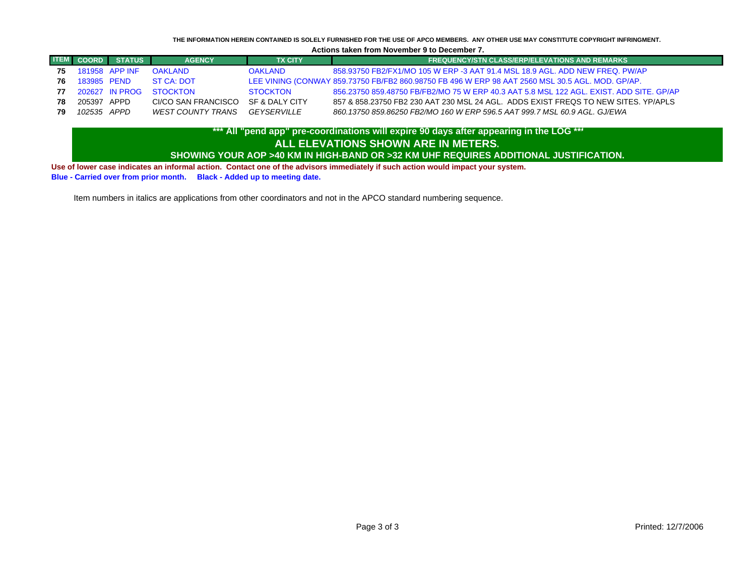THE INFORMATION HEREIN CONTAINED IS SOLELY FURNISHED FOR THE USE OF APCO MEMBERS. ANY OTHER USE MAY CONSTITUTE COPYRIGHT INFRINGMENT.

**Actions taken from November 9 to December 7.**

| ITEM | COORD | STATUS | AGENCY | TX CITY | FREQUENCY/STN CLASS/ERP/ELEVATIONS AND REMARKS |
|---|---|---|---|---|---|
| 75 | 181958 | APP INF | OAKLAND | OAKLAND | 858.93750 FB2/FX1/MO 105 W ERP -3 AAT 91.4 MSL 18.9 AGL. ADD NEW FREQ. PW/AP |
| 76 | 183985 | PEND | ST CA: DOT | LEE VINING (CONWAY | 859.73750 FB/FB2 860.98750 FB 496 W ERP 98 AAT 2560 MSL 30.5 AGL. MOD. GP/AP. |
| 77 | 202627 | IN PROG | STOCKTON | STOCKTON | 856.23750 859.48750 FB/FB2/MO 75 W ERP 40.3 AAT 5.8 MSL 122 AGL. EXIST. ADD SITE. GP/AP |
| 78 | 205397 | APPD | CI/CO SAN FRANCISCO | SF & DALY CITY | 857 & 858.23750 FB2 230 AAT 230 MSL 24 AGL. ADDS EXIST FREQS TO NEW SITES. YP/APLS |
| 79 | *102535* | *APPD* | *WEST COUNTY TRANS* | *GEYSERVILLE* | *860.13750 859.86250 FB2/MO 160 W ERP 596.5 AAT 999.7 MSL 60.9 AGL. GJ/EWA* |

**\*\*\* All "pend app" pre-coordinations will expire 90 days after appearing in the LOG \*\*\***

**ALL ELEVATIONS SHOWN ARE IN METERS.**

**SHOWING YOUR AOP >40 KM IN HIGH-BAND OR >32 KM UHF REQUIRES ADDITIONAL JUSTIFICATION.**

**Use of lower case indicates an informal action. Contact one of the advisors immediately if such action would impact your system.**

**Blue - Carried over from prior month. Black - Added up to meeting date.**

Item numbers in italics are applications from other coordinators and not in the APCO standard numbering sequence.

Printed: 12/7/2006